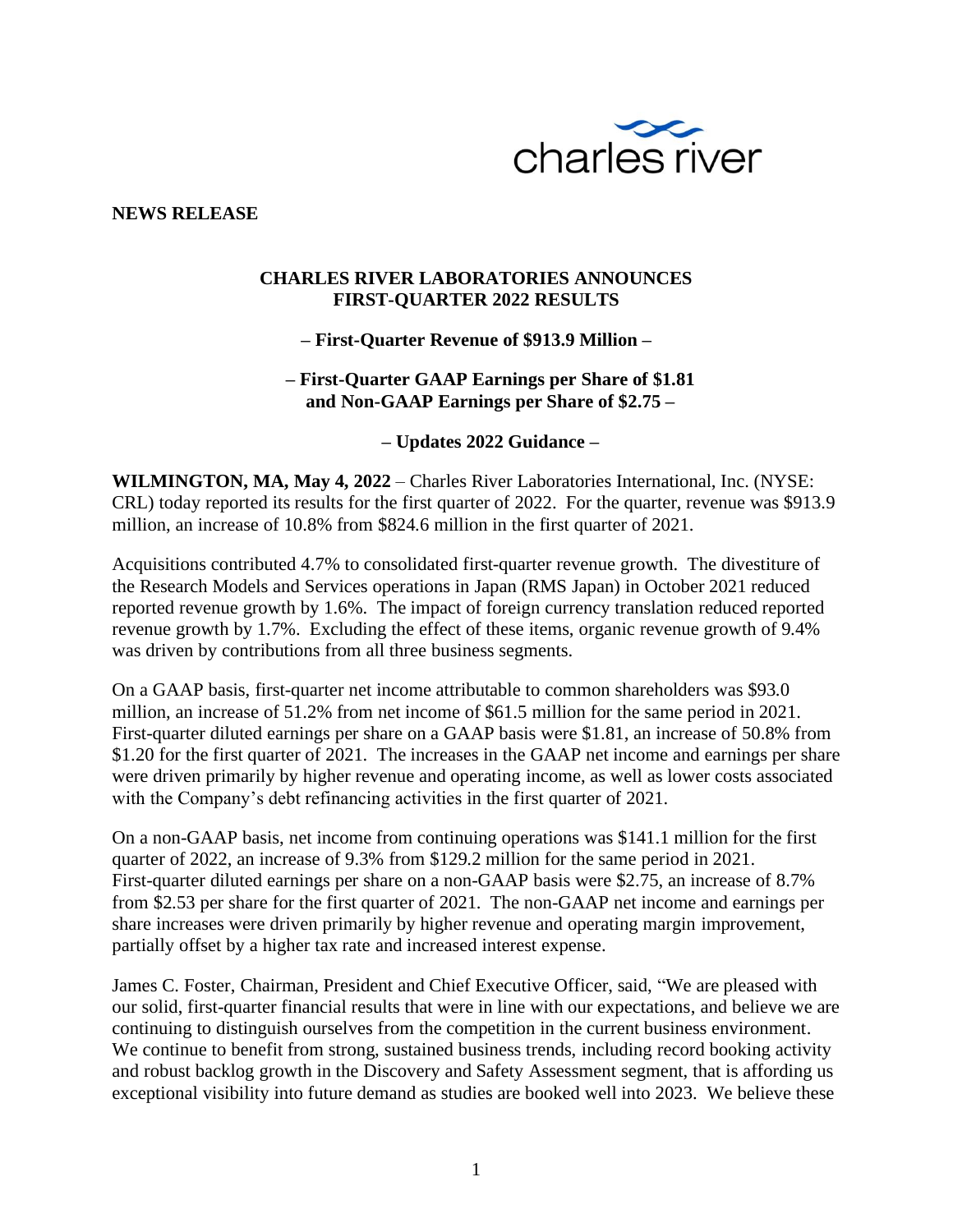**NEWS RELEASE**

# CHARLES RIVER LABORATORIES ANNOUNCES FIRST-QUARTER 2022 RESULTS

**– First-Quarter Revenue of $913.9 Million –**

**– First-Quarter GAAP Earnings per Share of $1.81 and Non-GAAP Earnings per Share of $2.75 –**

**– Updates 2022 Guidance –**

**WILMINGTON, MA, May 4, 2022** – Charles River Laboratories International, Inc. (NYSE: CRL) today reported its results for the first quarter of 2022. For the quarter, revenue was $913.9 million, an increase of 10.8% from $824.6 million in the first quarter of 2021.

Acquisitions contributed 4.7% to consolidated first-quarter revenue growth. The divestiture of the Research Models and Services operations in Japan (RMS Japan) in October 2021 reduced reported revenue growth by 1.6%. The impact of foreign currency translation reduced reported revenue growth by 1.7%. Excluding the effect of these items, organic revenue growth of 9.4% was driven by contributions from all three business segments.

On a GAAP basis, first-quarter net income attributable to common shareholders was $93.0 million, an increase of 51.2% from net income of $61.5 million for the same period in 2021. First-quarter diluted earnings per share on a GAAP basis were $1.81, an increase of 50.8% from $1.20 for the first quarter of 2021. The increases in the GAAP net income and earnings per share were driven primarily by higher revenue and operating income, as well as lower costs associated with the Company's debt refinancing activities in the first quarter of 2021.

On a non-GAAP basis, net income from continuing operations was $141.1 million for the first quarter of 2022, an increase of 9.3% from $129.2 million for the same period in 2021. First-quarter diluted earnings per share on a non-GAAP basis were $2.75, an increase of 8.7% from $2.53 per share for the first quarter of 2021. The non-GAAP net income and earnings per share increases were driven primarily by higher revenue and operating margin improvement, partially offset by a higher tax rate and increased interest expense.

James C. Foster, Chairman, President and Chief Executive Officer, said, "We are pleased with our solid, first-quarter financial results that were in line with our expectations, and believe we are continuing to distinguish ourselves from the competition in the current business environment. We continue to benefit from strong, sustained business trends, including record booking activity and robust backlog growth in the Discovery and Safety Assessment segment, that is affording us exceptional visibility into future demand as studies are booked well into 2023. We believe these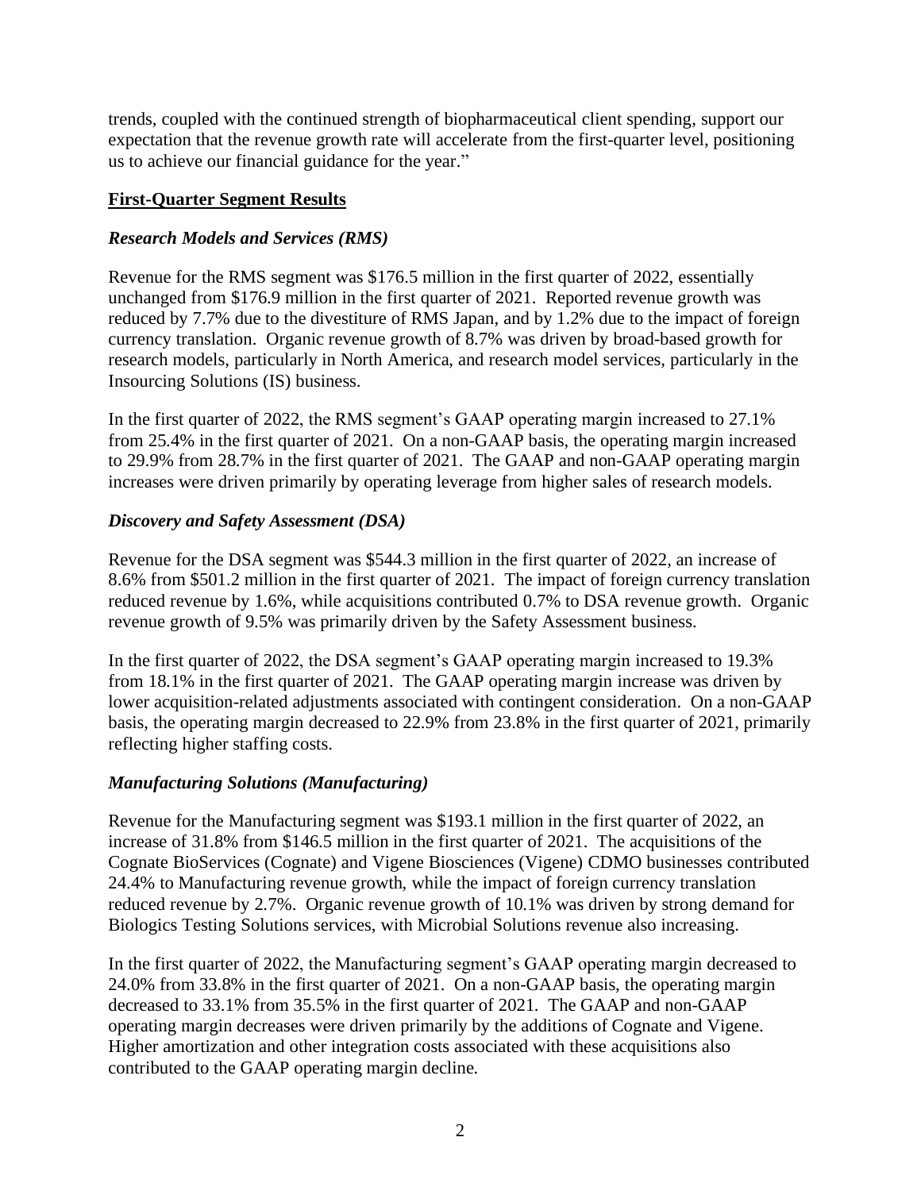trends, coupled with the continued strength of biopharmaceutical client spending, support our expectation that the revenue growth rate will accelerate from the first-quarter level, positioning us to achieve our financial guidance for the year."

## First-Quarter Segment Results

### *Research Models and Services (RMS)*

Revenue for the RMS segment was $176.5 million in the first quarter of 2022, essentially unchanged from $176.9 million in the first quarter of 2021. Reported revenue growth was reduced by 7.7% due to the divestiture of RMS Japan, and by 1.2% due to the impact of foreign currency translation. Organic revenue growth of 8.7% was driven by broad-based growth for research models, particularly in North America, and research model services, particularly in the Insourcing Solutions (IS) business.

In the first quarter of 2022, the RMS segment's GAAP operating margin increased to 27.1% from 25.4% in the first quarter of 2021. On a non-GAAP basis, the operating margin increased to 29.9% from 28.7% in the first quarter of 2021. The GAAP and non-GAAP operating margin increases were driven primarily by operating leverage from higher sales of research models.

### *Discovery and Safety Assessment (DSA)*

Revenue for the DSA segment was $544.3 million in the first quarter of 2022, an increase of 8.6% from $501.2 million in the first quarter of 2021. The impact of foreign currency translation reduced revenue by 1.6%, while acquisitions contributed 0.7% to DSA revenue growth. Organic revenue growth of 9.5% was primarily driven by the Safety Assessment business.

In the first quarter of 2022, the DSA segment's GAAP operating margin increased to 19.3% from 18.1% in the first quarter of 2021. The GAAP operating margin increase was driven by lower acquisition-related adjustments associated with contingent consideration. On a non-GAAP basis, the operating margin decreased to 22.9% from 23.8% in the first quarter of 2021, primarily reflecting higher staffing costs.

### *Manufacturing Solutions (Manufacturing)*

Revenue for the Manufacturing segment was $193.1 million in the first quarter of 2022, an increase of 31.8% from $146.5 million in the first quarter of 2021. The acquisitions of the Cognate BioServices (Cognate) and Vigene Biosciences (Vigene) CDMO businesses contributed 24.4% to Manufacturing revenue growth, while the impact of foreign currency translation reduced revenue by 2.7%. Organic revenue growth of 10.1% was driven by strong demand for Biologics Testing Solutions services, with Microbial Solutions revenue also increasing.

In the first quarter of 2022, the Manufacturing segment's GAAP operating margin decreased to 24.0% from 33.8% in the first quarter of 2021. On a non-GAAP basis, the operating margin decreased to 33.1% from 35.5% in the first quarter of 2021. The GAAP and non-GAAP operating margin decreases were driven primarily by the additions of Cognate and Vigene. Higher amortization and other integration costs associated with these acquisitions also contributed to the GAAP operating margin decline.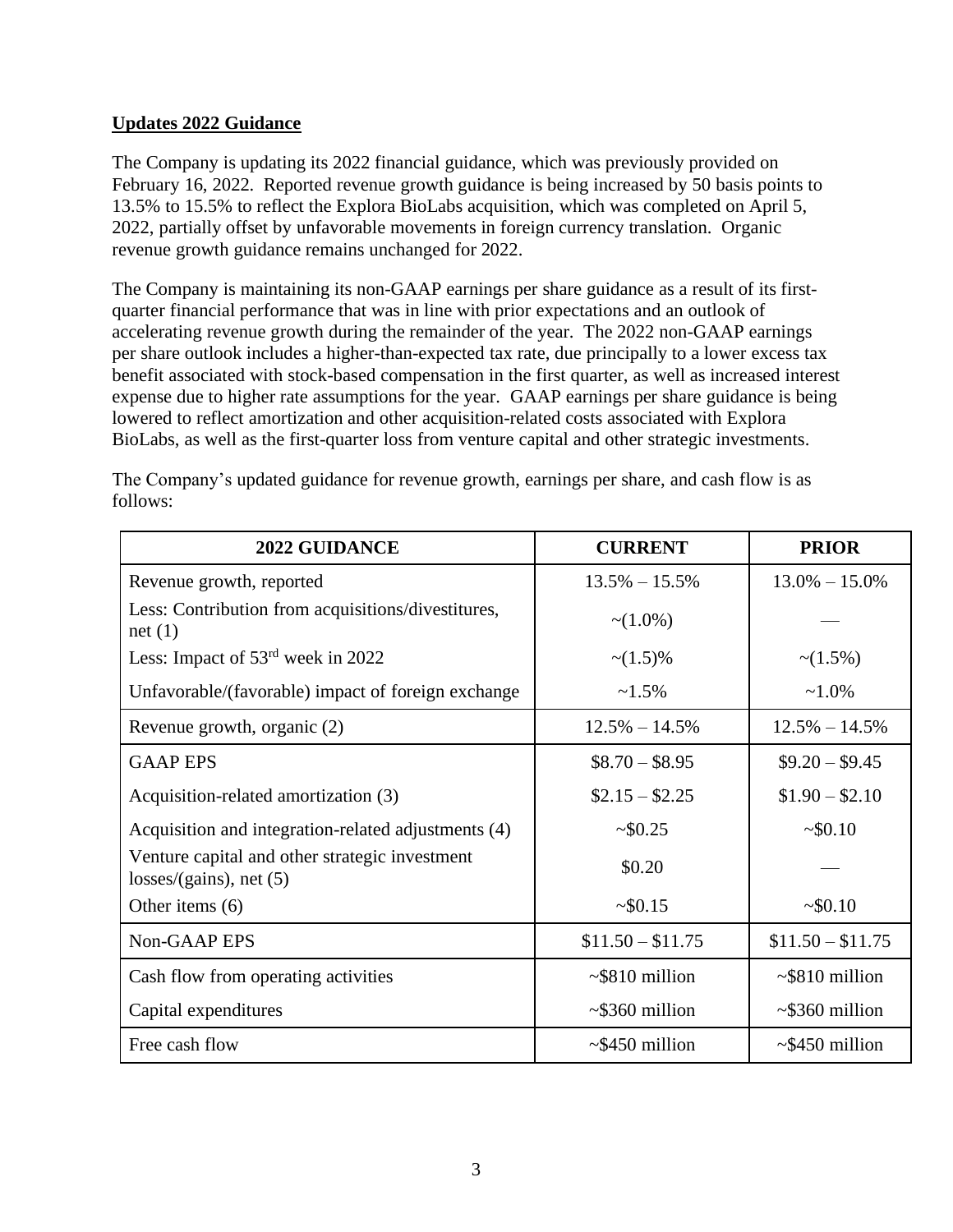**Updates 2022 Guidance**

The Company is updating its 2022 financial guidance, which was previously provided on February 16, 2022. Reported revenue growth guidance is being increased by 50 basis points to 13.5% to 15.5% to reflect the Explora BioLabs acquisition, which was completed on April 5, 2022, partially offset by unfavorable movements in foreign currency translation. Organic revenue growth guidance remains unchanged for 2022.

The Company is maintaining its non-GAAP earnings per share guidance as a result of its first-quarter financial performance that was in line with prior expectations and an outlook of accelerating revenue growth during the remainder of the year. The 2022 non-GAAP earnings per share outlook includes a higher-than-expected tax rate, due principally to a lower excess tax benefit associated with stock-based compensation in the first quarter, as well as increased interest expense due to higher rate assumptions for the year. GAAP earnings per share guidance is being lowered to reflect amortization and other acquisition-related costs associated with Explora BioLabs, as well as the first-quarter loss from venture capital and other strategic investments.

The Company's updated guidance for revenue growth, earnings per share, and cash flow is as follows:

| 2022 GUIDANCE | CURRENT | PRIOR |
|---|---|---|
| Revenue growth, reported | 13.5% – 15.5% | 13.0% – 15.0% |
| Less: Contribution from acquisitions/divestitures, net (1) | ~(1.0%) | — |
| Less: Impact of 53rd week in 2022 | ~(1.5)% | ~(1.5%) |
| Unfavorable/(favorable) impact of foreign exchange | ~1.5% | ~1.0% |
| Revenue growth, organic (2) | 12.5% – 14.5% | 12.5% – 14.5% |
| GAAP EPS | $8.70 – $8.95 | $9.20 – $9.45 |
| Acquisition-related amortization (3) | $2.15 – $2.25 | $1.90 – $2.10 |
| Acquisition and integration-related adjustments (4) | ~$0.25 | ~$0.10 |
| Venture capital and other strategic investment losses/(gains), net (5) | $0.20 | — |
| Other items (6) | ~$0.15 | ~$0.10 |
| Non-GAAP EPS | $11.50 – $11.75 | $11.50 – $11.75 |
| Cash flow from operating activities | ~$810 million | ~$810 million |
| Capital expenditures | ~$360 million | ~$360 million |
| Free cash flow | ~$450 million | ~$450 million |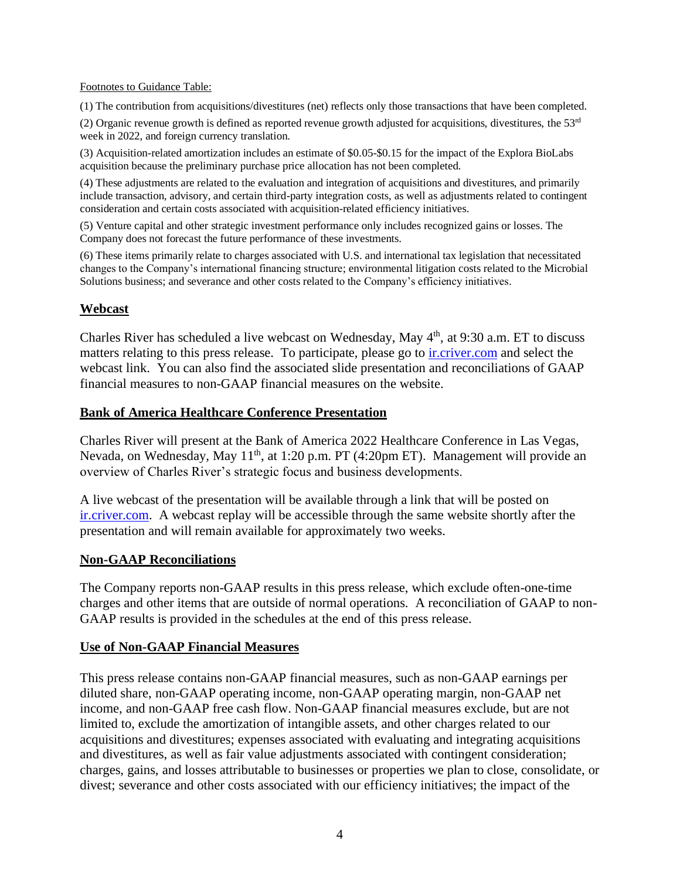Footnotes to Guidance Table:

(1) The contribution from acquisitions/divestitures (net) reflects only those transactions that have been completed.

(2) Organic revenue growth is defined as reported revenue growth adjusted for acquisitions, divestitures, the 53rd week in 2022, and foreign currency translation.

(3) Acquisition-related amortization includes an estimate of $0.05-$0.15 for the impact of the Explora BioLabs acquisition because the preliminary purchase price allocation has not been completed.

(4) These adjustments are related to the evaluation and integration of acquisitions and divestitures, and primarily include transaction, advisory, and certain third-party integration costs, as well as adjustments related to contingent consideration and certain costs associated with acquisition-related efficiency initiatives.

(5) Venture capital and other strategic investment performance only includes recognized gains or losses. The Company does not forecast the future performance of these investments.

(6) These items primarily relate to charges associated with U.S. and international tax legislation that necessitated changes to the Company's international financing structure; environmental litigation costs related to the Microbial Solutions business; and severance and other costs related to the Company's efficiency initiatives.

## Webcast

Charles River has scheduled a live webcast on Wednesday, May 4th, at 9:30 a.m. ET to discuss matters relating to this press release. To participate, please go to ir.criver.com and select the webcast link. You can also find the associated slide presentation and reconciliations of GAAP financial measures to non-GAAP financial measures on the website.

## Bank of America Healthcare Conference Presentation

Charles River will present at the Bank of America 2022 Healthcare Conference in Las Vegas, Nevada, on Wednesday, May 11th, at 1:20 p.m. PT (4:20pm ET). Management will provide an overview of Charles River's strategic focus and business developments.

A live webcast of the presentation will be available through a link that will be posted on ir.criver.com. A webcast replay will be accessible through the same website shortly after the presentation and will remain available for approximately two weeks.

## Non-GAAP Reconciliations

The Company reports non-GAAP results in this press release, which exclude often-one-time charges and other items that are outside of normal operations. A reconciliation of GAAP to non-GAAP results is provided in the schedules at the end of this press release.

## Use of Non-GAAP Financial Measures

This press release contains non-GAAP financial measures, such as non-GAAP earnings per diluted share, non-GAAP operating income, non-GAAP operating margin, non-GAAP net income, and non-GAAP free cash flow. Non-GAAP financial measures exclude, but are not limited to, exclude the amortization of intangible assets, and other charges related to our acquisitions and divestitures; expenses associated with evaluating and integrating acquisitions and divestitures, as well as fair value adjustments associated with contingent consideration; charges, gains, and losses attributable to businesses or properties we plan to close, consolidate, or divest; severance and other costs associated with our efficiency initiatives; the impact of the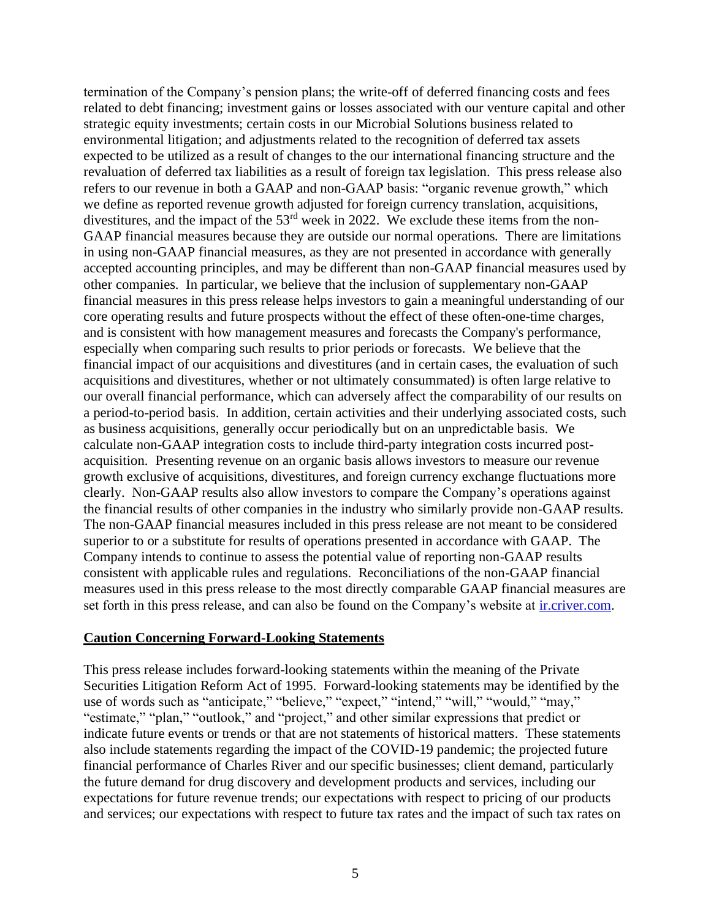termination of the Company's pension plans; the write-off of deferred financing costs and fees related to debt financing; investment gains or losses associated with our venture capital and other strategic equity investments; certain costs in our Microbial Solutions business related to environmental litigation; and adjustments related to the recognition of deferred tax assets expected to be utilized as a result of changes to the our international financing structure and the revaluation of deferred tax liabilities as a result of foreign tax legislation. This press release also refers to our revenue in both a GAAP and non-GAAP basis: "organic revenue growth," which we define as reported revenue growth adjusted for foreign currency translation, acquisitions, divestitures, and the impact of the 53rd week in 2022. We exclude these items from the non-GAAP financial measures because they are outside our normal operations. There are limitations in using non-GAAP financial measures, as they are not presented in accordance with generally accepted accounting principles, and may be different than non-GAAP financial measures used by other companies. In particular, we believe that the inclusion of supplementary non-GAAP financial measures in this press release helps investors to gain a meaningful understanding of our core operating results and future prospects without the effect of these often-one-time charges, and is consistent with how management measures and forecasts the Company's performance, especially when comparing such results to prior periods or forecasts. We believe that the financial impact of our acquisitions and divestitures (and in certain cases, the evaluation of such acquisitions and divestitures, whether or not ultimately consummated) is often large relative to our overall financial performance, which can adversely affect the comparability of our results on a period-to-period basis. In addition, certain activities and their underlying associated costs, such as business acquisitions, generally occur periodically but on an unpredictable basis. We calculate non-GAAP integration costs to include third-party integration costs incurred post-acquisition. Presenting revenue on an organic basis allows investors to measure our revenue growth exclusive of acquisitions, divestitures, and foreign currency exchange fluctuations more clearly. Non-GAAP results also allow investors to compare the Company's operations against the financial results of other companies in the industry who similarly provide non-GAAP results. The non-GAAP financial measures included in this press release are not meant to be considered superior to or a substitute for results of operations presented in accordance with GAAP. The Company intends to continue to assess the potential value of reporting non-GAAP results consistent with applicable rules and regulations. Reconciliations of the non-GAAP financial measures used in this press release to the most directly comparable GAAP financial measures are set forth in this press release, and can also be found on the Company's website at [ir.criver.com](ir.criver.com).

## Caution Concerning Forward-Looking Statements

This press release includes forward-looking statements within the meaning of the Private Securities Litigation Reform Act of 1995. Forward-looking statements may be identified by the use of words such as "anticipate," "believe," "expect," "intend," "will," "would," "may," "estimate," "plan," "outlook," and "project," and other similar expressions that predict or indicate future events or trends or that are not statements of historical matters. These statements also include statements regarding the impact of the COVID-19 pandemic; the projected future financial performance of Charles River and our specific businesses; client demand, particularly the future demand for drug discovery and development products and services, including our expectations for future revenue trends; our expectations with respect to pricing of our products and services; our expectations with respect to future tax rates and the impact of such tax rates on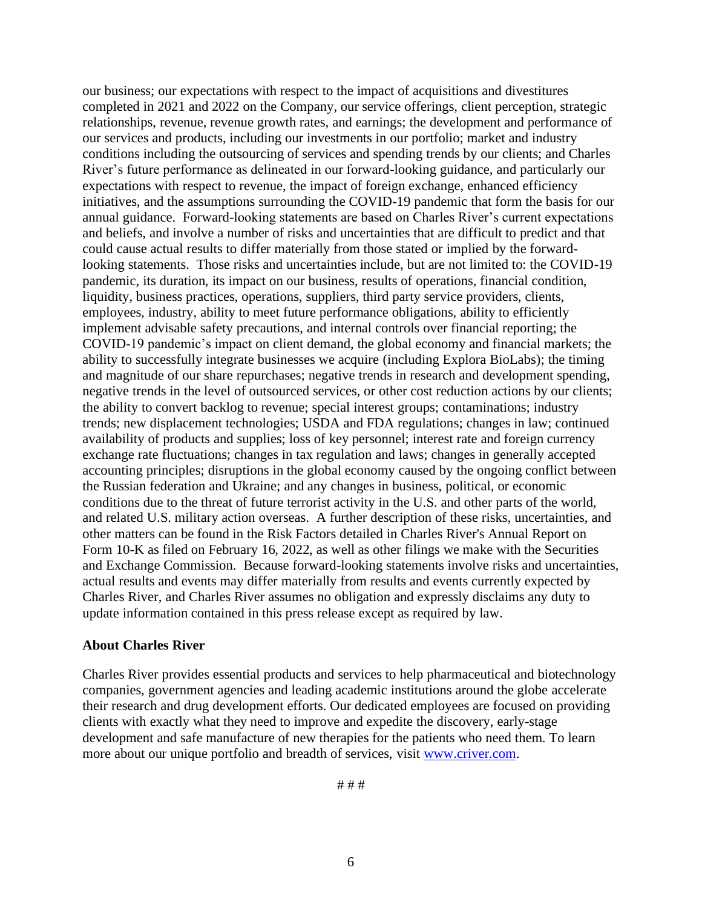our business; our expectations with respect to the impact of acquisitions and divestitures completed in 2021 and 2022 on the Company, our service offerings, client perception, strategic relationships, revenue, revenue growth rates, and earnings; the development and performance of our services and products, including our investments in our portfolio; market and industry conditions including the outsourcing of services and spending trends by our clients; and Charles River's future performance as delineated in our forward-looking guidance, and particularly our expectations with respect to revenue, the impact of foreign exchange, enhanced efficiency initiatives, and the assumptions surrounding the COVID-19 pandemic that form the basis for our annual guidance. Forward-looking statements are based on Charles River's current expectations and beliefs, and involve a number of risks and uncertainties that are difficult to predict and that could cause actual results to differ materially from those stated or implied by the forward-looking statements. Those risks and uncertainties include, but are not limited to: the COVID-19 pandemic, its duration, its impact on our business, results of operations, financial condition, liquidity, business practices, operations, suppliers, third party service providers, clients, employees, industry, ability to meet future performance obligations, ability to efficiently implement advisable safety precautions, and internal controls over financial reporting; the COVID-19 pandemic's impact on client demand, the global economy and financial markets; the ability to successfully integrate businesses we acquire (including Explora BioLabs); the timing and magnitude of our share repurchases; negative trends in research and development spending, negative trends in the level of outsourced services, or other cost reduction actions by our clients; the ability to convert backlog to revenue; special interest groups; contaminations; industry trends; new displacement technologies; USDA and FDA regulations; changes in law; continued availability of products and supplies; loss of key personnel; interest rate and foreign currency exchange rate fluctuations; changes in tax regulation and laws; changes in generally accepted accounting principles; disruptions in the global economy caused by the ongoing conflict between the Russian federation and Ukraine; and any changes in business, political, or economic conditions due to the threat of future terrorist activity in the U.S. and other parts of the world, and related U.S. military action overseas. A further description of these risks, uncertainties, and other matters can be found in the Risk Factors detailed in Charles River's Annual Report on Form 10-K as filed on February 16, 2022, as well as other filings we make with the Securities and Exchange Commission. Because forward-looking statements involve risks and uncertainties, actual results and events may differ materially from results and events currently expected by Charles River, and Charles River assumes no obligation and expressly disclaims any duty to update information contained in this press release except as required by law.

**About Charles River**

Charles River provides essential products and services to help pharmaceutical and biotechnology companies, government agencies and leading academic institutions around the globe accelerate their research and drug development efforts. Our dedicated employees are focused on providing clients with exactly what they need to improve and expedite the discovery, early-stage development and safe manufacture of new therapies for the patients who need them. To learn more about our unique portfolio and breadth of services, visit [www.criver.com](http://www.criver.com).

# # #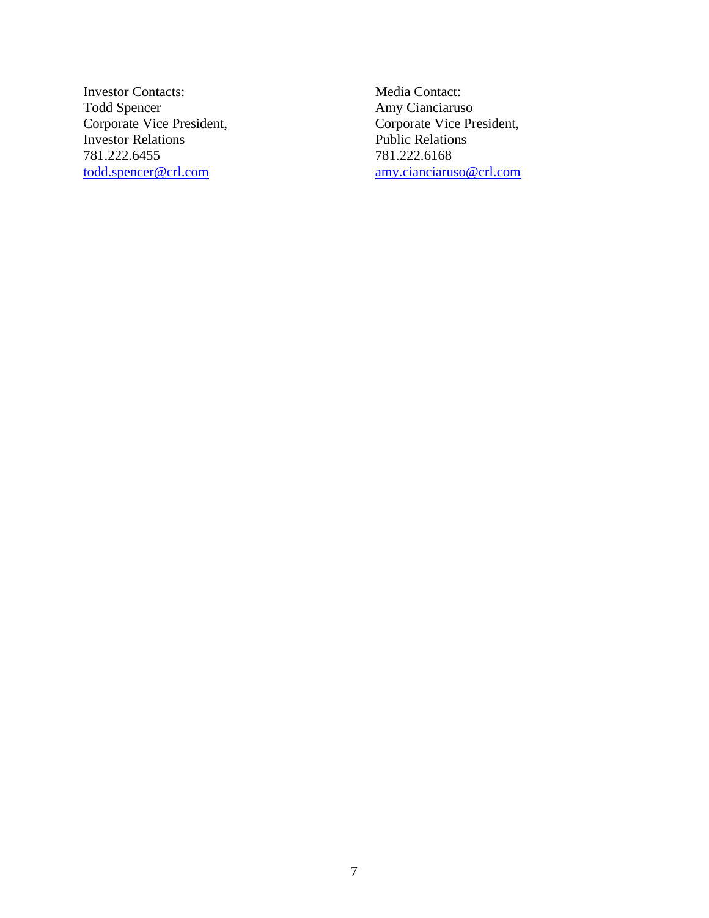Investor Contacts:
Todd Spencer
Corporate Vice President,
Investor Relations
781.222.6455
todd.spencer@crl.com

Media Contact:
Amy Cianciaruso
Corporate Vice President,
Public Relations
781.222.6168
amy.cianciaruso@crl.com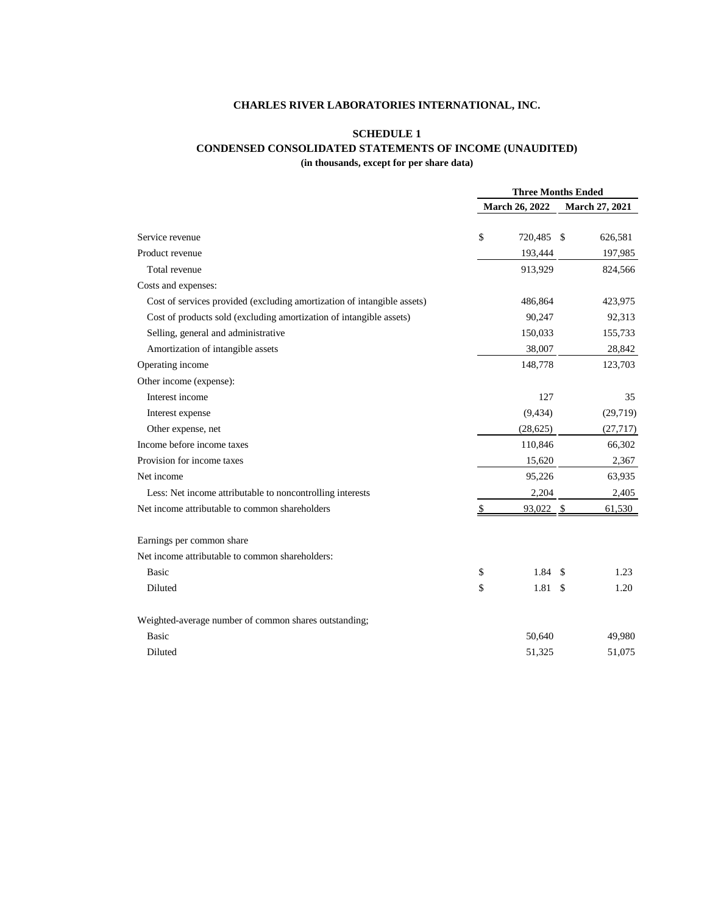**CHARLES RIVER LABORATORIES INTERNATIONAL, INC.**

**SCHEDULE 1**

**CONDENSED CONSOLIDATED STATEMENTS OF INCOME (UNAUDITED)**

**(in thousands, except for per share data)**

| | Three Months Ended | |
|---|---|---|
| | March 26, 2022 | March 27, 2021 |
| Service revenue | $ 720,485 | $ 626,581 |
| Product revenue | 193,444 | 197,985 |
| Total revenue | 913,929 | 824,566 |
| Costs and expenses: | | |
| Cost of services provided (excluding amortization of intangible assets) | 486,864 | 423,975 |
| Cost of products sold (excluding amortization of intangible assets) | 90,247 | 92,313 |
| Selling, general and administrative | 150,033 | 155,733 |
| Amortization of intangible assets | 38,007 | 28,842 |
| Operating income | 148,778 | 123,703 |
| Other income (expense): | | |
| Interest income | 127 | 35 |
| Interest expense | (9,434) | (29,719) |
| Other expense, net | (28,625) | (27,717) |
| Income before income taxes | 110,846 | 66,302 |
| Provision for income taxes | 15,620 | 2,367 |
| Net income | 95,226 | 63,935 |
| Less: Net income attributable to noncontrolling interests | 2,204 | 2,405 |
| Net income attributable to common shareholders | $ 93,022 | $ 61,530 |
| | | |
| Earnings per common share | | |
| Net income attributable to common shareholders: | | |
| Basic | $ 1.84 | $ 1.23 |
| Diluted | $ 1.81 | $ 1.20 |
| | | |
| Weighted-average number of common shares outstanding; | | |
| Basic | 50,640 | 49,980 |
| Diluted | 51,325 | 51,075 |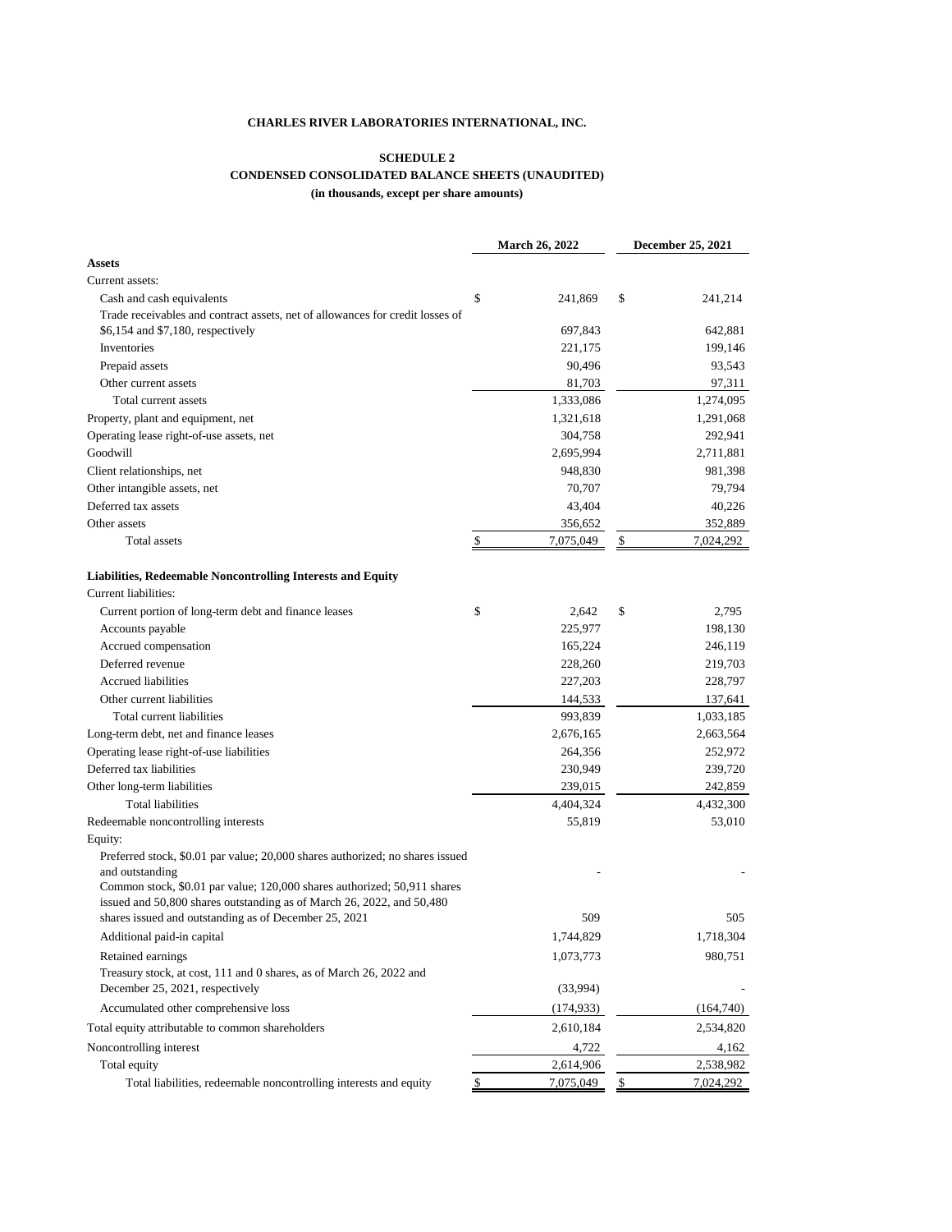**CHARLES RIVER LABORATORIES INTERNATIONAL, INC.**

**SCHEDULE 2**

**CONDENSED CONSOLIDATED BALANCE SHEETS (UNAUDITED)**

**(in thousands, except per share amounts)**

| | March 26, 2022 | December 25, 2021 |
|---|---|---|
| **Assets** | | |
| Current assets: | | |
| Cash and cash equivalents | $ 241,869 | $ 241,214 |
| Trade receivables and contract assets, net of allowances for credit losses of $6,154 and $7,180, respectively | 697,843 | 642,881 |
| Inventories | 221,175 | 199,146 |
| Prepaid assets | 90,496 | 93,543 |
| Other current assets | 81,703 | 97,311 |
| Total current assets | 1,333,086 | 1,274,095 |
| Property, plant and equipment, net | 1,321,618 | 1,291,068 |
| Operating lease right-of-use assets, net | 304,758 | 292,941 |
| Goodwill | 2,695,994 | 2,711,881 |
| Client relationships, net | 948,830 | 981,398 |
| Other intangible assets, net | 70,707 | 79,794 |
| Deferred tax assets | 43,404 | 40,226 |
| Other assets | 356,652 | 352,889 |
| Total assets | $ 7,075,049 | $ 7,024,292 |
| **Liabilities, Redeemable Noncontrolling Interests and Equity** | | |
| Current liabilities: | | |
| Current portion of long-term debt and finance leases | $ 2,642 | $ 2,795 |
| Accounts payable | 225,977 | 198,130 |
| Accrued compensation | 165,224 | 246,119 |
| Deferred revenue | 228,260 | 219,703 |
| Accrued liabilities | 227,203 | 228,797 |
| Other current liabilities | 144,533 | 137,641 |
| Total current liabilities | 993,839 | 1,033,185 |
| Long-term debt, net and finance leases | 2,676,165 | 2,663,564 |
| Operating lease right-of-use liabilities | 264,356 | 252,972 |
| Deferred tax liabilities | 230,949 | 239,720 |
| Other long-term liabilities | 239,015 | 242,859 |
| Total liabilities | 4,404,324 | 4,432,300 |
| Redeemable noncontrolling interests | 55,819 | 53,010 |
| Equity: | | |
| Preferred stock, $0.01 par value; 20,000 shares authorized; no shares issued and outstanding | - | - |
| Common stock, $0.01 par value; 120,000 shares authorized; 50,911 shares issued and 50,800 shares outstanding as of March 26, 2022, and 50,480 shares issued and outstanding as of December 25, 2021 | 509 | 505 |
| Additional paid-in capital | 1,744,829 | 1,718,304 |
| Retained earnings | 1,073,773 | 980,751 |
| Treasury stock, at cost, 111 and 0 shares, as of March 26, 2022 and December 25, 2021, respectively | (33,994) | - |
| Accumulated other comprehensive loss | (174,933) | (164,740) |
| Total equity attributable to common shareholders | 2,610,184 | 2,534,820 |
| Noncontrolling interest | 4,722 | 4,162 |
| Total equity | 2,614,906 | 2,538,982 |
| Total liabilities, redeemable noncontrolling interests and equity | $ 7,075,049 | $ 7,024,292 |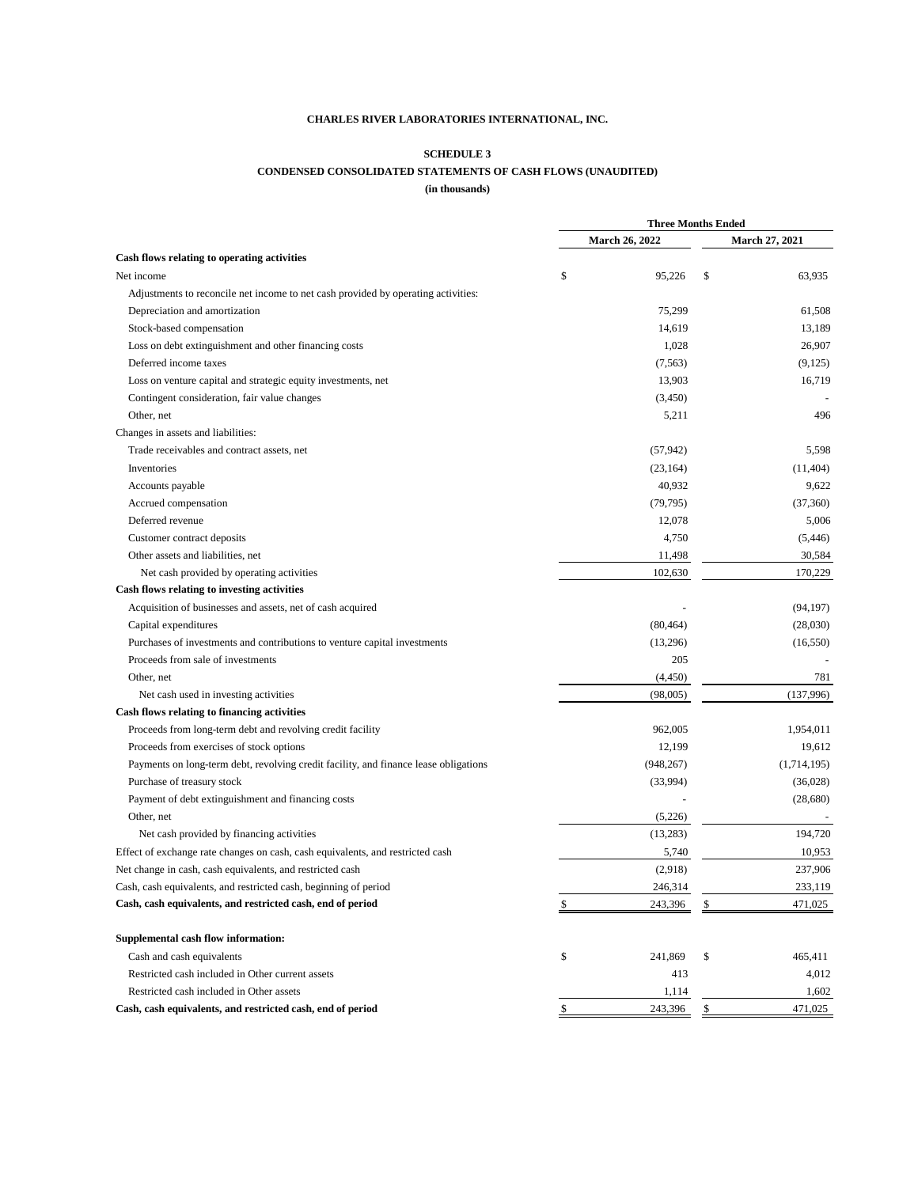**CHARLES RIVER LABORATORIES INTERNATIONAL, INC.**

**SCHEDULE 3**

**CONDENSED CONSOLIDATED STATEMENTS OF CASH FLOWS (UNAUDITED)**

**(in thousands)**

| | Three Months Ended | |
|---|---|---|
| | March 26, 2022 | March 27, 2021 |
| **Cash flows relating to operating activities** | | |
| Net income | $ 95,226 | $ 63,935 |
| Adjustments to reconcile net income to net cash provided by operating activities: | | |
| Depreciation and amortization | 75,299 | 61,508 |
| Stock-based compensation | 14,619 | 13,189 |
| Loss on debt extinguishment and other financing costs | 1,028 | 26,907 |
| Deferred income taxes | (7,563) | (9,125) |
| Loss on venture capital and strategic equity investments, net | 13,903 | 16,719 |
| Contingent consideration, fair value changes | (3,450) | - |
| Other, net | 5,211 | 496 |
| Changes in assets and liabilities: | | |
| Trade receivables and contract assets, net | (57,942) | 5,598 |
| Inventories | (23,164) | (11,404) |
| Accounts payable | 40,932 | 9,622 |
| Accrued compensation | (79,795) | (37,360) |
| Deferred revenue | 12,078 | 5,006 |
| Customer contract deposits | 4,750 | (5,446) |
| Other assets and liabilities, net | 11,498 | 30,584 |
| Net cash provided by operating activities | 102,630 | 170,229 |
| **Cash flows relating to investing activities** | | |
| Acquisition of businesses and assets, net of cash acquired | - | (94,197) |
| Capital expenditures | (80,464) | (28,030) |
| Purchases of investments and contributions to venture capital investments | (13,296) | (16,550) |
| Proceeds from sale of investments | 205 | - |
| Other, net | (4,450) | 781 |
| Net cash used in investing activities | (98,005) | (137,996) |
| **Cash flows relating to financing activities** | | |
| Proceeds from long-term debt and revolving credit facility | 962,005 | 1,954,011 |
| Proceeds from exercises of stock options | 12,199 | 19,612 |
| Payments on long-term debt, revolving credit facility, and finance lease obligations | (948,267) | (1,714,195) |
| Purchase of treasury stock | (33,994) | (36,028) |
| Payment of debt extinguishment and financing costs | - | (28,680) |
| Other, net | (5,226) | - |
| Net cash provided by financing activities | (13,283) | 194,720 |
| Effect of exchange rate changes on cash, cash equivalents, and restricted cash | 5,740 | 10,953 |
| Net change in cash, cash equivalents, and restricted cash | (2,918) | 237,906 |
| Cash, cash equivalents, and restricted cash, beginning of period | 246,314 | 233,119 |
| **Cash, cash equivalents, and restricted cash, end of period** | $ 243,396 | $ 471,025 |
| | | |
| **Supplemental cash flow information:** | | |
| Cash and cash equivalents | $ 241,869 | $ 465,411 |
| Restricted cash included in Other current assets | 413 | 4,012 |
| Restricted cash included in Other assets | 1,114 | 1,602 |
| **Cash, cash equivalents, and restricted cash, end of period** | $ 243,396 | $ 471,025 |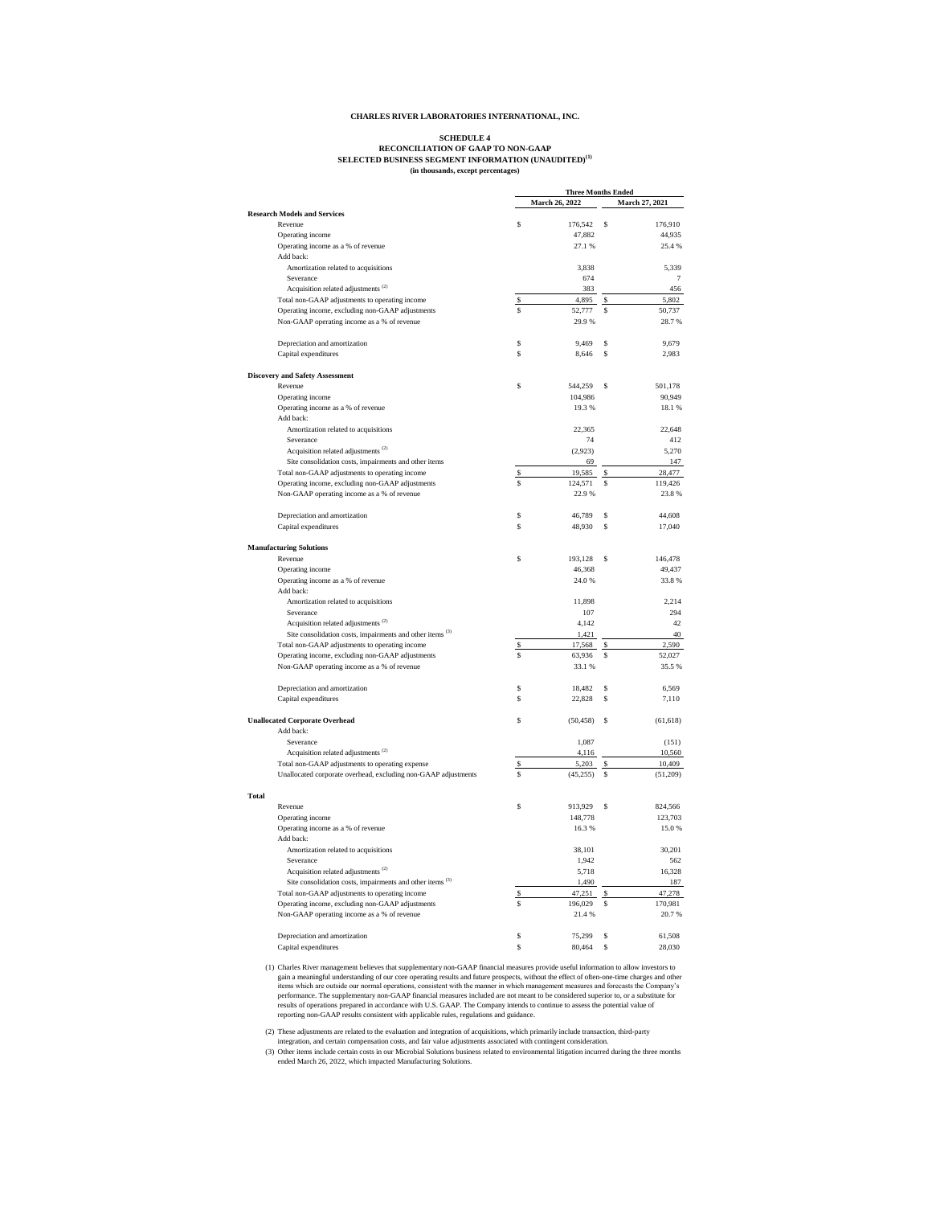**CHARLES RIVER LABORATORIES INTERNATIONAL, INC.**

**SCHEDULE 4**
**RECONCILIATION OF GAAP TO NON-GAAP**
**SELECTED BUSINESS SEGMENT INFORMATION (UNAUDITED)[(1)]**
**(in thousands, except percentages)**

| | Three Months Ended | |
|---|---|---|
| | March 26, 2022 | March 27, 2021 |
| **Research Models and Services** | | |
| Revenue | $ 176,542 | $ 176,910 |
| Operating income | 47,882 | 44,935 |
| Operating income as a % of revenue | 27.1 % | 25.4 % |
| Add back: | | |
| Amortization related to acquisitions | 3,838 | 5,339 |
| Severance | 674 | 7 |
| Acquisition related adjustments [(2)] | 383 | 456 |
| Total non-GAAP adjustments to operating income | $ 4,895 | $ 5,802 |
| Operating income, excluding non-GAAP adjustments | $ 52,777 | $ 50,737 |
| Non-GAAP operating income as a % of revenue | 29.9 % | 28.7 % |
| | | |
| Depreciation and amortization | $ 9,469 | $ 9,679 |
| Capital expenditures | $ 8,646 | $ 2,983 |
| | | |
| **Discovery and Safety Assessment** | | |
| Revenue | $ 544,259 | $ 501,178 |
| Operating income | 104,986 | 90,949 |
| Operating income as a % of revenue | 19.3 % | 18.1 % |
| Add back: | | |
| Amortization related to acquisitions | 22,365 | 22,648 |
| Severance | 74 | 412 |
| Acquisition related adjustments [(2)] | (2,923) | 5,270 |
| Site consolidation costs, impairments and other items | 69 | 147 |
| Total non-GAAP adjustments to operating income | $ 19,585 | $ 28,477 |
| Operating income, excluding non-GAAP adjustments | $ 124,571 | $ 119,426 |
| Non-GAAP operating income as a % of revenue | 22.9 % | 23.8 % |
| | | |
| Depreciation and amortization | $ 46,789 | $ 44,608 |
| Capital expenditures | $ 48,930 | $ 17,040 |
| | | |
| **Manufacturing Solutions** | | |
| Revenue | $ 193,128 | $ 146,478 |
| Operating income | 46,368 | 49,437 |
| Operating income as a % of revenue | 24.0 % | 33.8 % |
| Add back: | | |
| Amortization related to acquisitions | 11,898 | 2,214 |
| Severance | 107 | 294 |
| Acquisition related adjustments [(2)] | 4,142 | 42 |
| Site consolidation costs, impairments and other items [(3)] | 1,421 | 40 |
| Total non-GAAP adjustments to operating income | $ 17,568 | $ 2,590 |
| Operating income, excluding non-GAAP adjustments | $ 63,936 | $ 52,027 |
| Non-GAAP operating income as a % of revenue | 33.1 % | 35.5 % |
| | | |
| Depreciation and amortization | $ 18,482 | $ 6,569 |
| Capital expenditures | $ 22,828 | $ 7,110 |
| | | |
| **Unallocated Corporate Overhead** | $ (50,458) | $ (61,618) |
| Add back: | | |
| Severance | 1,087 | (151) |
| Acquisition related adjustments [(2)] | 4,116 | 10,560 |
| Total non-GAAP adjustments to operating expense | $ 5,203 | $ 10,409 |
| Unallocated corporate overhead, excluding non-GAAP adjustments | $ (45,255) | $ (51,209) |
| | | |
| **Total** | | |
| Revenue | $ 913,929 | $ 824,566 |
| Operating income | 148,778 | 123,703 |
| Operating income as a % of revenue | 16.3 % | 15.0 % |
| Add back: | | |
| Amortization related to acquisitions | 38,101 | 30,201 |
| Severance | 1,942 | 562 |
| Acquisition related adjustments [(2)] | 5,718 | 16,328 |
| Site consolidation costs, impairments and other items [(3)] | 1,490 | 187 |
| Total non-GAAP adjustments to operating income | $ 47,251 | $ 47,278 |
| Operating income, excluding non-GAAP adjustments | $ 196,029 | $ 170,981 |
| Non-GAAP operating income as a % of revenue | 21.4 % | 20.7 % |
| | | |
| Depreciation and amortization | $ 75,299 | $ 61,508 |
| Capital expenditures | $ 80,464 | $ 28,030 |

(1) Charles River management believes that supplementary non-GAAP financial measures provide useful information to allow investors to gain a meaningful understanding of our core operating results and future prospects, without the effect of often-one-time charges and other items which are outside our normal operations, consistent with the manner in which management measures and forecasts the Company's performance. The supplementary non-GAAP financial measures included are not meant to be considered superior to, or a substitute for results of operations prepared in accordance with U.S. GAAP. The Company intends to continue to assess the potential value of reporting non-GAAP results consistent with applicable rules, regulations and guidance.

(2) These adjustments are related to the evaluation and integration of acquisitions, which primarily include transaction, third-party integration, and certain compensation costs, and fair value adjustments associated with contingent consideration.

(3) Other items include certain costs in our Microbial Solutions business related to environmental litigation incurred during the three months ended March 26, 2022, which impacted Manufacturing Solutions.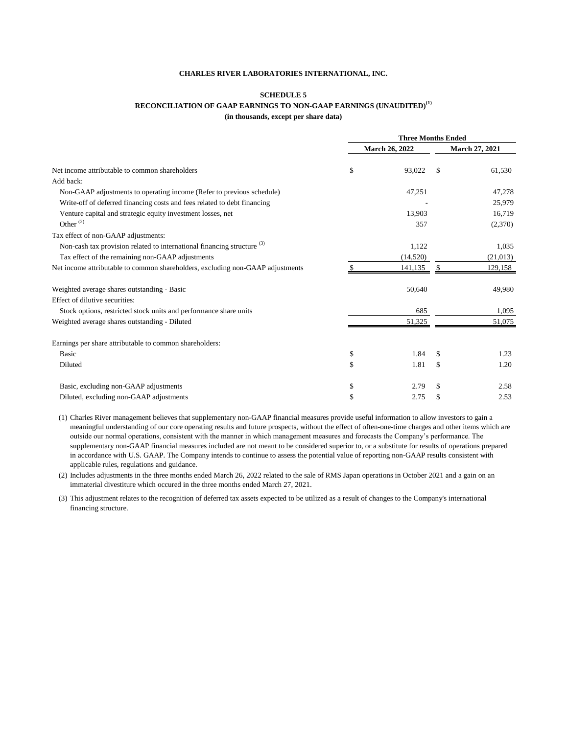**CHARLES RIVER LABORATORIES INTERNATIONAL, INC.**

**SCHEDULE 5**

**RECONCILIATION OF GAAP EARNINGS TO NON-GAAP EARNINGS (UNAUDITED)[(1)]**

**(in thousands, except per share data)**

| | Three Months Ended | |
|---|---|---|
| | March 26, 2022 | March 27, 2021 |
| Net income attributable to common shareholders | $ 93,022 | $ 61,530 |
| Add back: | | |
| Non-GAAP adjustments to operating income (Refer to previous schedule) | 47,251 | 47,278 |
| Write-off of deferred financing costs and fees related to debt financing | - | 25,979 |
| Venture capital and strategic equity investment losses, net | 13,903 | 16,719 |
| Other [(2)] | 357 | (2,370) |
| Tax effect of non-GAAP adjustments: | | |
| Non-cash tax provision related to international financing structure [(3)] | 1,122 | 1,035 |
| Tax effect of the remaining non-GAAP adjustments | (14,520) | (21,013) |
| Net income attributable to common shareholders, excluding non-GAAP adjustments | $ 141,135 | $ 129,158 |
| | | |
| Weighted average shares outstanding - Basic | 50,640 | 49,980 |
| Effect of dilutive securities: | | |
| Stock options, restricted stock units and performance share units | 685 | 1,095 |
| Weighted average shares outstanding - Diluted | 51,325 | 51,075 |
| | | |
| Earnings per share attributable to common shareholders: | | |
| Basic | $ 1.84 | $ 1.23 |
| Diluted | $ 1.81 | $ 1.20 |
| | | |
| Basic, excluding non-GAAP adjustments | $ 2.79 | $ 2.58 |
| Diluted, excluding non-GAAP adjustments | $ 2.75 | $ 2.53 |

(1) Charles River management believes that supplementary non-GAAP financial measures provide useful information to allow investors to gain a meaningful understanding of our core operating results and future prospects, without the effect of often-one-time charges and other items which are outside our normal operations, consistent with the manner in which management measures and forecasts the Company's performance. The supplementary non-GAAP financial measures included are not meant to be considered superior to, or a substitute for results of operations prepared in accordance with U.S. GAAP. The Company intends to continue to assess the potential value of reporting non-GAAP results consistent with applicable rules, regulations and guidance.

(2) Includes adjustments in the three months ended March 26, 2022 related to the sale of RMS Japan operations in October 2021 and a gain on an immaterial divestiture which occured in the three months ended March 27, 2021.

(3) This adjustment relates to the recognition of deferred tax assets expected to be utilized as a result of changes to the Company's international financing structure.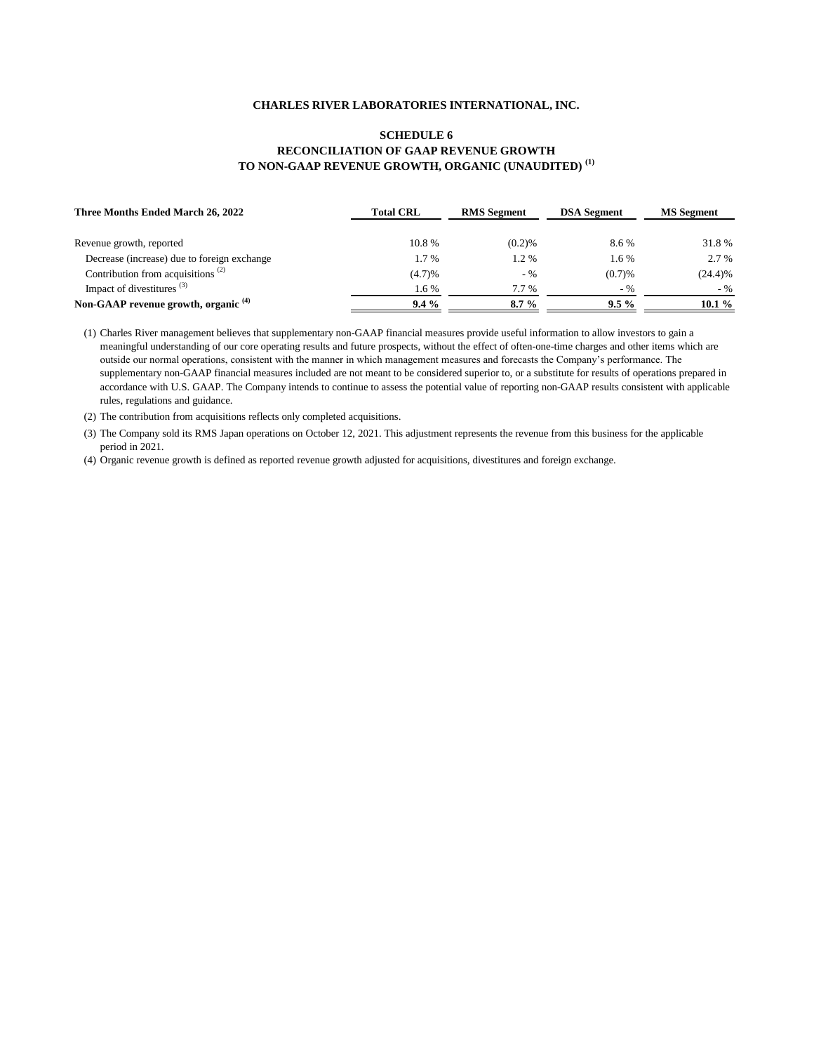**CHARLES RIVER LABORATORIES INTERNATIONAL, INC.**

**SCHEDULE 6**
**RECONCILIATION OF GAAP REVENUE GROWTH**
**TO NON-GAAP REVENUE GROWTH, ORGANIC (UNAUDITED) (1)**

| Three Months Ended March 26, 2022 | Total CRL | RMS Segment | DSA Segment | MS Segment |
|---|---|---|---|---|
| Revenue growth, reported | 10.8 % | (0.2)% | 8.6 % | 31.8 % |
| Decrease (increase) due to foreign exchange | 1.7 % | 1.2 % | 1.6 % | 2.7 % |
| Contribution from acquisitions (2) | (4.7)% | - % | (0.7)% | (24.4)% |
| Impact of divestitures (3) | 1.6 % | 7.7 % | - % | - % |
| **Non-GAAP revenue growth, organic (4)** | **9.4 %** | **8.7 %** | **9.5 %** | **10.1 %** |

(1) Charles River management believes that supplementary non-GAAP financial measures provide useful information to allow investors to gain a meaningful understanding of our core operating results and future prospects, without the effect of often-one-time charges and other items which are outside our normal operations, consistent with the manner in which management measures and forecasts the Company's performance. The supplementary non-GAAP financial measures included are not meant to be considered superior to, or a substitute for results of operations prepared in accordance with U.S. GAAP. The Company intends to continue to assess the potential value of reporting non-GAAP results consistent with applicable rules, regulations and guidance.

(2) The contribution from acquisitions reflects only completed acquisitions.

(3) The Company sold its RMS Japan operations on October 12, 2021. This adjustment represents the revenue from this business for the applicable period in 2021.

(4) Organic revenue growth is defined as reported revenue growth adjusted for acquisitions, divestitures and foreign exchange.